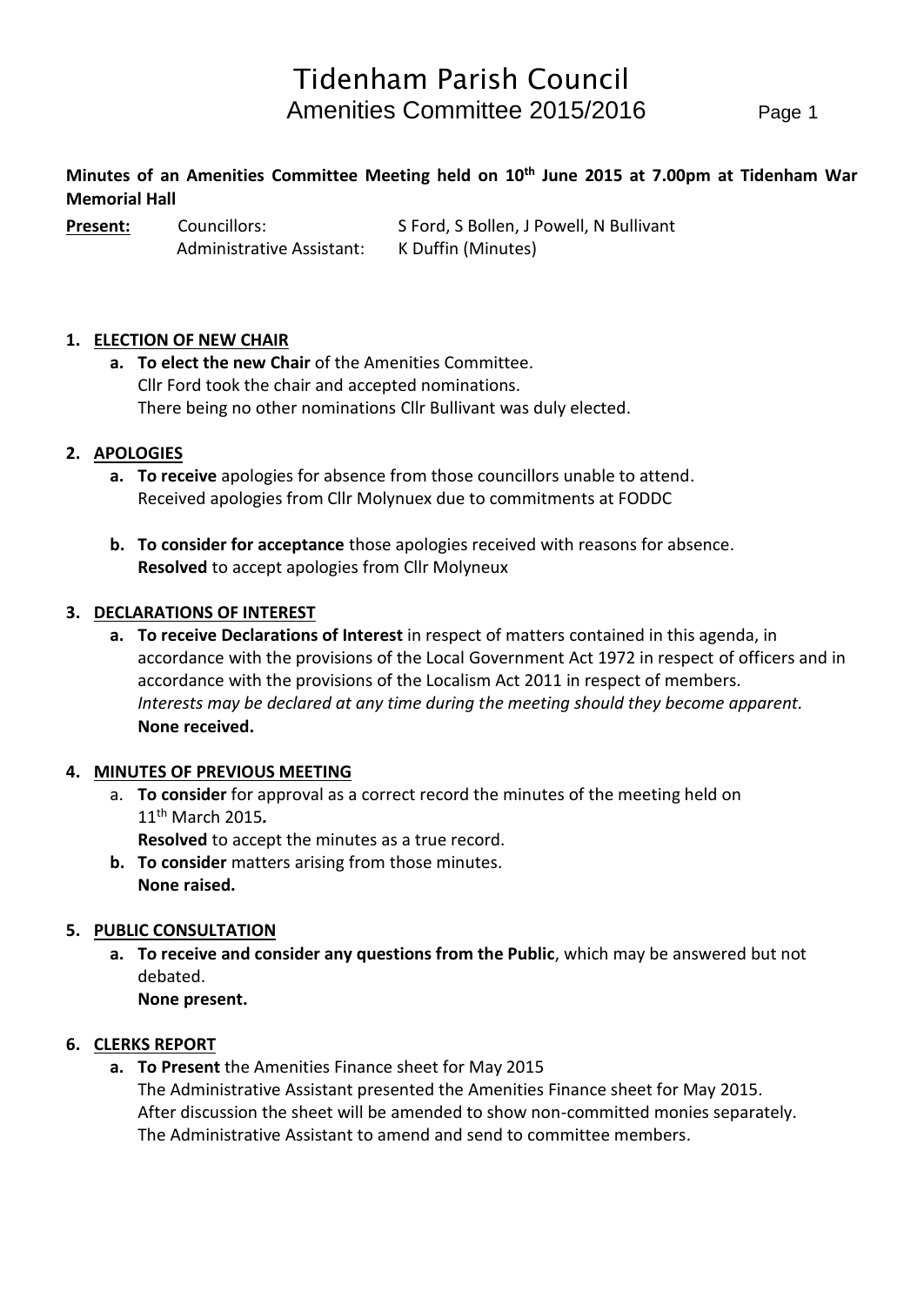# Tidenham Parish Council

## Amenities Committee 2015/2016

**Minutes of an Amenities Committee Meeting held on 10th June 2015 at 7.00pm at Tidenham War Memorial Hall**

**Present:** Councillors: S Ford, S Bollen, J Powell, N Bullivant
Administrative Assistant: K Duffin (Minutes)

1. **ELECTION OF NEW CHAIR**
   a. **To elect the new Chair** of the Amenities Committee.
   Cllr Ford took the chair and accepted nominations.
   There being no other nominations Cllr Bullivant was duly elected.

2. **APOLOGIES**
   a. **To receive** apologies for absence from those councillors unable to attend.
   Received apologies from Cllr Molynuex due to commitments at FODDC

   b. **To consider for acceptance** those apologies received with reasons for absence.
   **Resolved** to accept apologies from Cllr Molyneux

3. **DECLARATIONS OF INTEREST**
   a. **To receive Declarations of Interest** in respect of matters contained in this agenda, in accordance with the provisions of the Local Government Act 1972 in respect of officers and in accordance with the provisions of the Localism Act 2011 in respect of members.
   *Interests may be declared at any time during the meeting should they become apparent.*
   **None received.**

4. **MINUTES OF PREVIOUS MEETING**
   a. **To consider** for approval as a correct record the minutes of the meeting held on 11th March 2015**.**
   **Resolved** to accept the minutes as a true record.
   b. **To consider** matters arising from those minutes.
   **None raised.**

5. **PUBLIC CONSULTATION**
   a. **To receive and consider any questions from the Public**, which may be answered but not debated.
   **None present.**

6. **CLERKS REPORT**
   a. **To Present** the Amenities Finance sheet for May 2015
   The Administrative Assistant presented the Amenities Finance sheet for May 2015.
   After discussion the sheet will be amended to show non-committed monies separately.
   The Administrative Assistant to amend and send to committee members.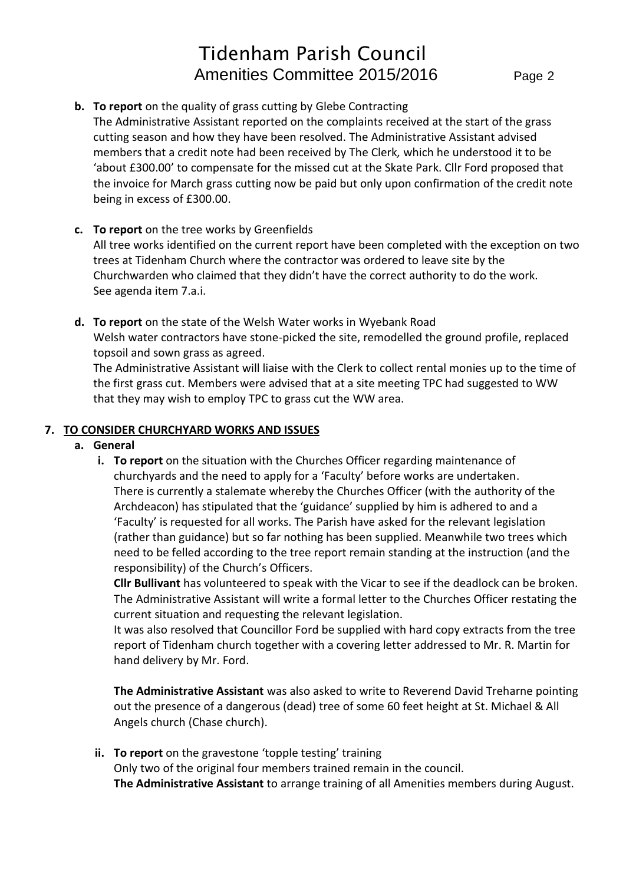**b. To report** on the quality of grass cutting by Glebe Contracting

The Administrative Assistant reported on the complaints received at the start of the grass cutting season and how they have been resolved. The Administrative Assistant advised members that a credit note had been received by The Clerk, which he understood it to be 'about £300.00' to compensate for the missed cut at the Skate Park. Cllr Ford proposed that the invoice for March grass cutting now be paid but only upon confirmation of the credit note being in excess of £300.00.

**c. To report** on the tree works by Greenfields

All tree works identified on the current report have been completed with the exception on two trees at Tidenham Church where the contractor was ordered to leave site by the Churchwarden who claimed that they didn't have the correct authority to do the work. See agenda item 7.a.i.

**d. To report** on the state of the Welsh Water works in Wyebank Road

Welsh water contractors have stone-picked the site, remodelled the ground profile, replaced topsoil and sown grass as agreed.

The Administrative Assistant will liaise with the Clerk to collect rental monies up to the time of the first grass cut. Members were advised that at a site meeting TPC had suggested to WW that they may wish to employ TPC to grass cut the WW area.

## 7. TO CONSIDER CHURCHYARD WORKS AND ISSUES

### a. General

**i. To report** on the situation with the Churches Officer regarding maintenance of churchyards and the need to apply for a 'Faculty' before works are undertaken.

There is currently a stalemate whereby the Churches Officer (with the authority of the Archdeacon) has stipulated that the 'guidance' supplied by him is adhered to and a 'Faculty' is requested for all works. The Parish have asked for the relevant legislation (rather than guidance) but so far nothing has been supplied. Meanwhile two trees which need to be felled according to the tree report remain standing at the instruction (and the responsibility) of the Church's Officers.

**Cllr Bullivant** has volunteered to speak with the Vicar to see if the deadlock can be broken. The Administrative Assistant will write a formal letter to the Churches Officer restating the current situation and requesting the relevant legislation.

It was also resolved that Councillor Ford be supplied with hard copy extracts from the tree report of Tidenham church together with a covering letter addressed to Mr. R. Martin for hand delivery by Mr. Ford.

**The Administrative Assistant** was also asked to write to Reverend David Treharne pointing out the presence of a dangerous (dead) tree of some 60 feet height at St. Michael & All Angels church (Chase church).

**ii. To report** on the gravestone 'topple testing' training

Only two of the original four members trained remain in the council.

**The Administrative Assistant** to arrange training of all Amenities members during August.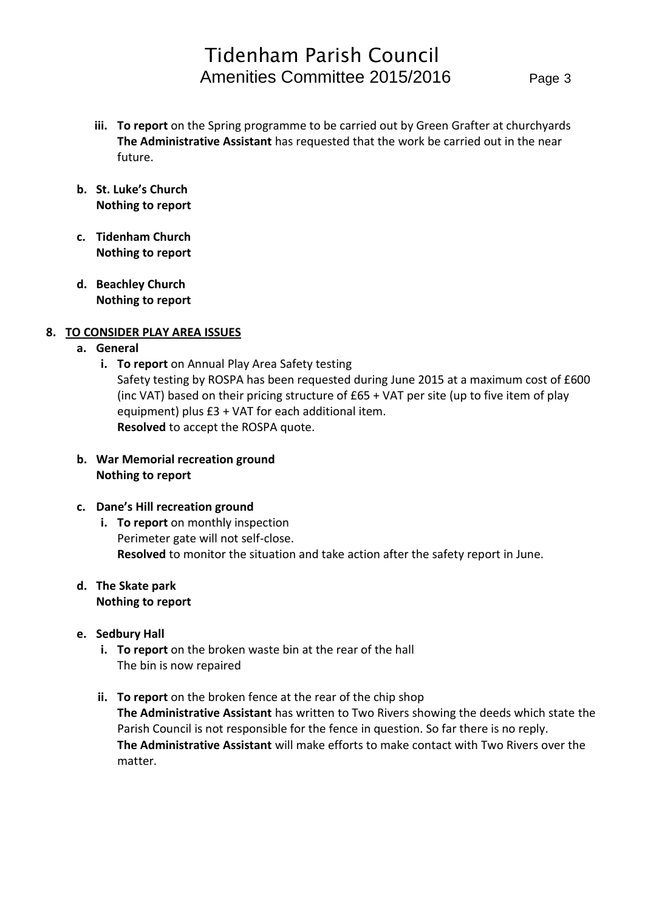- iii. **To report** on the Spring programme to be carried out by Green Grafter at churchyards
  **The Administrative Assistant** has requested that the work be carried out in the near future.

- b. **St. Luke's Church**
  **Nothing to report**

- c. **Tidenham Church**
  **Nothing to report**

- d. **Beachley Church**
  **Nothing to report**

**8. TO CONSIDER PLAY AREA ISSUES**

- a. **General**
  - i. **To report** on Annual Play Area Safety testing
    Safety testing by ROSPA has been requested during June 2015 at a maximum cost of £600 (inc VAT) based on their pricing structure of £65 + VAT per site (up to five item of play equipment) plus £3 + VAT for each additional item.
    **Resolved** to accept the ROSPA quote.

- b. **War Memorial recreation ground**
  **Nothing to report**

- c. **Dane's Hill recreation ground**
  - i. **To report** on monthly inspection
    Perimeter gate will not self-close.
    **Resolved** to monitor the situation and take action after the safety report in June.

- d. **The Skate park**
  **Nothing to report**

- e. **Sedbury Hall**
  - i. **To report** on the broken waste bin at the rear of the hall
    The bin is now repaired
  - ii. **To report** on the broken fence at the rear of the chip shop
    **The Administrative Assistant** has written to Two Rivers showing the deeds which state the Parish Council is not responsible for the fence in question. So far there is no reply.
    **The Administrative Assistant** will make efforts to make contact with Two Rivers over the matter.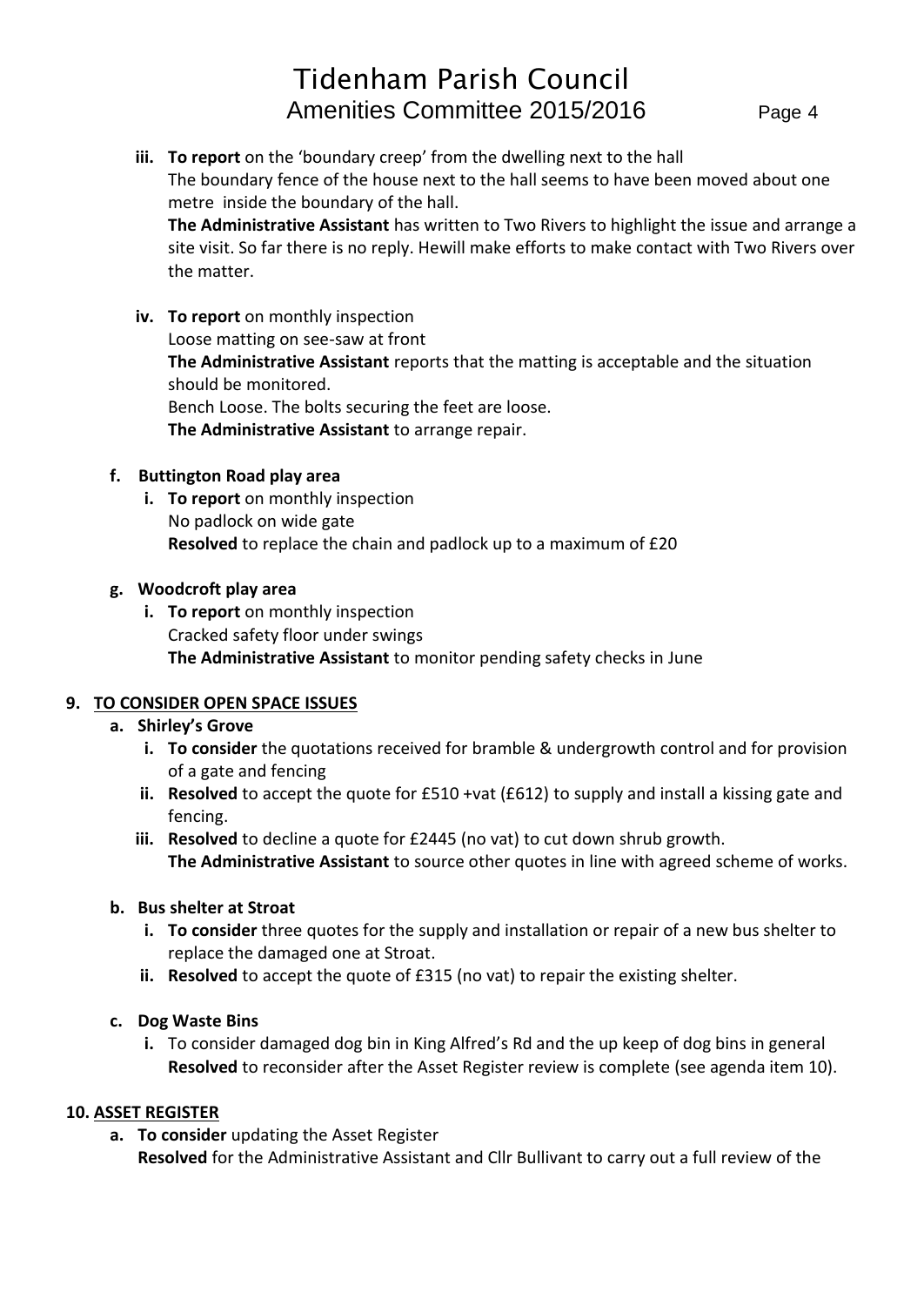iii. **To report** on the 'boundary creep' from the dwelling next to the hall
The boundary fence of the house next to the hall seems to have been moved about one metre inside the boundary of the hall.
**The Administrative Assistant** has written to Two Rivers to highlight the issue and arrange a site visit. So far there is no reply. Hewill make efforts to make contact with Two Rivers over the matter.

iv. **To report** on monthly inspection
Loose matting on see-saw at front
**The Administrative Assistant** reports that the matting is acceptable and the situation should be monitored.
Bench Loose. The bolts securing the feet are loose.
**The Administrative Assistant** to arrange repair.

**f. Buttington Road play area**

i. **To report** on monthly inspection
No padlock on wide gate
**Resolved** to replace the chain and padlock up to a maximum of £20

**g. Woodcroft play area**

i. **To report** on monthly inspection
Cracked safety floor under swings
**The Administrative Assistant** to monitor pending safety checks in June

## 9. TO CONSIDER OPEN SPACE ISSUES

**a. Shirley's Grove**

i. **To consider** the quotations received for bramble & undergrowth control and for provision of a gate and fencing

ii. **Resolved** to accept the quote for £510 +vat (£612) to supply and install a kissing gate and fencing.

iii. **Resolved** to decline a quote for £2445 (no vat) to cut down shrub growth.
**The Administrative Assistant** to source other quotes in line with agreed scheme of works.

**b. Bus shelter at Stroat**

i. **To consider** three quotes for the supply and installation or repair of a new bus shelter to replace the damaged one at Stroat.

ii. **Resolved** to accept the quote of £315 (no vat) to repair the existing shelter.

**c. Dog Waste Bins**

i. To consider damaged dog bin in King Alfred's Rd and the up keep of dog bins in general
**Resolved** to reconsider after the Asset Register review is complete (see agenda item 10).

## 10. ASSET REGISTER

**a. To consider** updating the Asset Register
**Resolved** for the Administrative Assistant and Cllr Bullivant to carry out a full review of the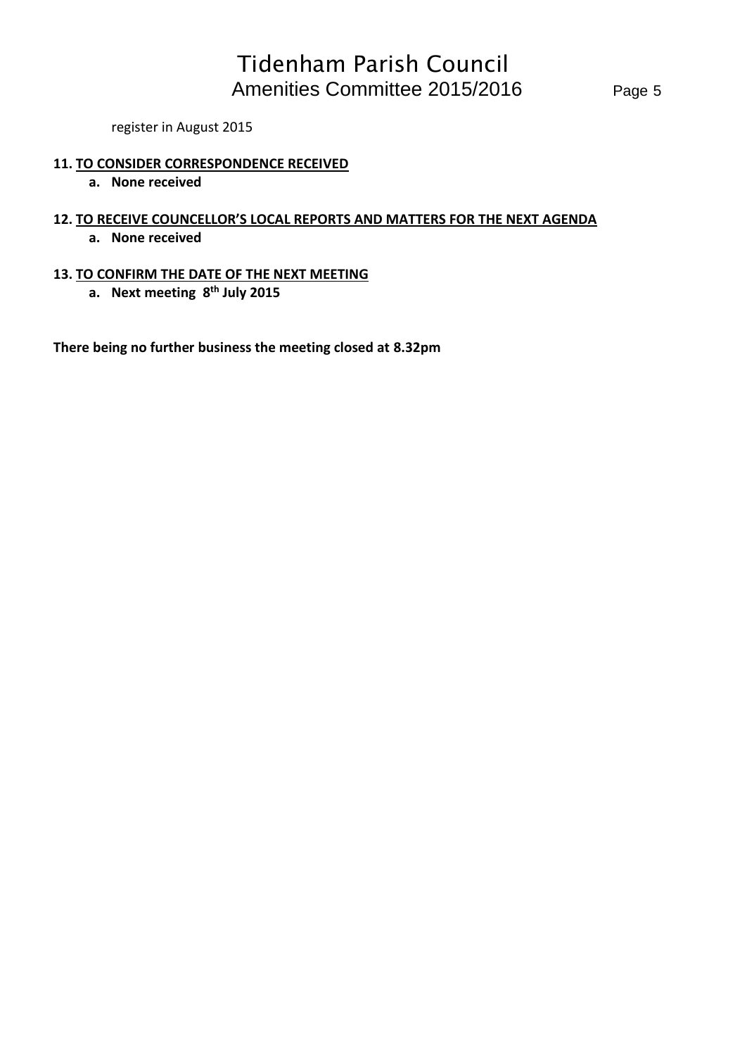register in August 2015

**11. TO CONSIDER CORRESPONDENCE RECEIVED**

a. **None received**

**12. TO RECEIVE COUNCILLOR'S LOCAL REPORTS AND MATTERS FOR THE NEXT AGENDA**

a. **None received**

**13. TO CONFIRM THE DATE OF THE NEXT MEETING**

a. **Next meeting 8th July 2015**

**There being no further business the meeting closed at 8.32pm**